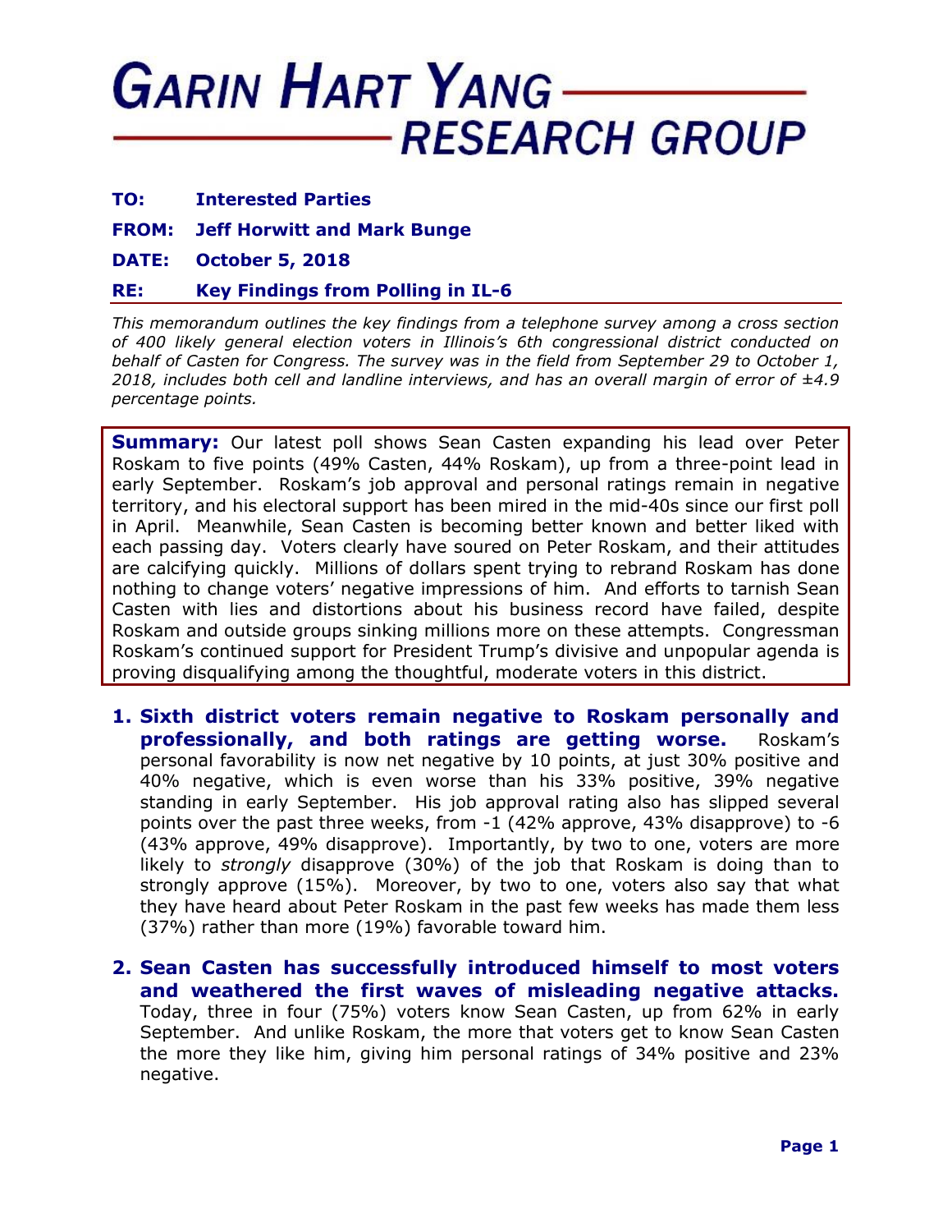# GARIN HART YANG RESEARCH GROUP

**TO:** **Interested Parties**

**FROM:** **Jeff Horwitt and Mark Bunge**

**DATE:** **October 5, 2018**

**RE:** **Key Findings from Polling in IL-6**

*This memorandum outlines the key findings from a telephone survey among a cross section of 400 likely general election voters in Illinois's 6th congressional district conducted on behalf of Casten for Congress. The survey was in the field from September 29 to October 1, 2018, includes both cell and landline interviews, and has an overall margin of error of ±4.9 percentage points.*

**Summary:** Our latest poll shows Sean Casten expanding his lead over Peter Roskam to five points (49% Casten, 44% Roskam), up from a three-point lead in early September. Roskam's job approval and personal ratings remain in negative territory, and his electoral support has been mired in the mid-40s since our first poll in April. Meanwhile, Sean Casten is becoming better known and better liked with each passing day. Voters clearly have soured on Peter Roskam, and their attitudes are calcifying quickly. Millions of dollars spent trying to rebrand Roskam has done nothing to change voters' negative impressions of him. And efforts to tarnish Sean Casten with lies and distortions about his business record have failed, despite Roskam and outside groups sinking millions more on these attempts. Congressman Roskam's continued support for President Trump's divisive and unpopular agenda is proving disqualifying among the thoughtful, moderate voters in this district.

1. **Sixth district voters remain negative to Roskam personally and professionally, and both ratings are getting worse.** Roskam's personal favorability is now net negative by 10 points, at just 30% positive and 40% negative, which is even worse than his 33% positive, 39% negative standing in early September. His job approval rating also has slipped several points over the past three weeks, from -1 (42% approve, 43% disapprove) to -6 (43% approve, 49% disapprove). Importantly, by two to one, voters are more likely to *strongly* disapprove (30%) of the job that Roskam is doing than to strongly approve (15%). Moreover, by two to one, voters also say that what they have heard about Peter Roskam in the past few weeks has made them less (37%) rather than more (19%) favorable toward him.

2. **Sean Casten has successfully introduced himself to most voters and weathered the first waves of misleading negative attacks.** Today, three in four (75%) voters know Sean Casten, up from 62% in early September. And unlike Roskam, the more that voters get to know Sean Casten the more they like him, giving him personal ratings of 34% positive and 23% negative.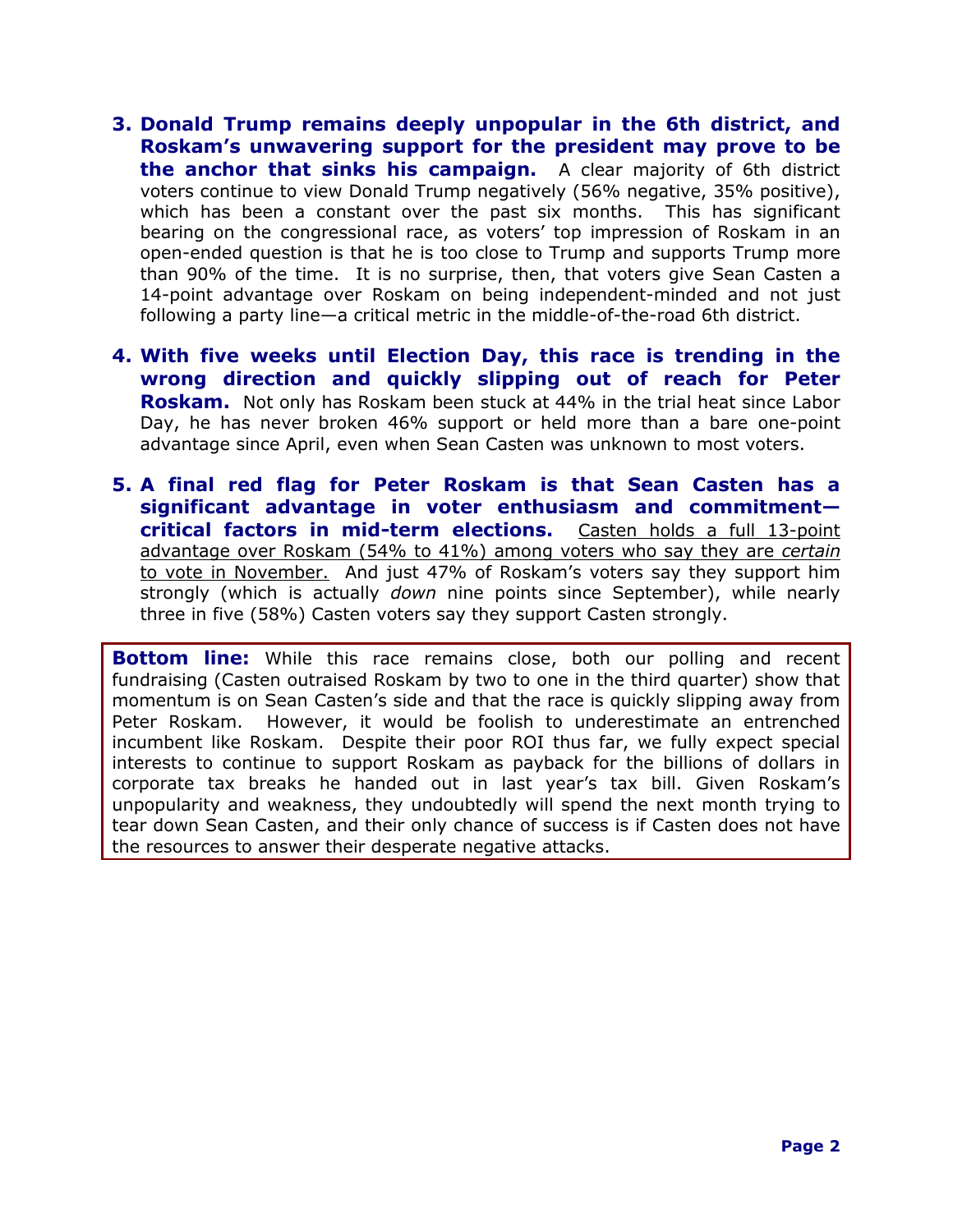3. **Donald Trump remains deeply unpopular in the 6th district, and Roskam's unwavering support for the president may prove to be the anchor that sinks his campaign.** A clear majority of 6th district voters continue to view Donald Trump negatively (56% negative, 35% positive), which has been a constant over the past six months. This has significant bearing on the congressional race, as voters' top impression of Roskam in an open-ended question is that he is too close to Trump and supports Trump more than 90% of the time. It is no surprise, then, that voters give Sean Casten a 14-point advantage over Roskam on being independent-minded and not just following a party line—a critical metric in the middle-of-the-road 6th district.

4. **With five weeks until Election Day, this race is trending in the wrong direction and quickly slipping out of reach for Peter Roskam.** Not only has Roskam been stuck at 44% in the trial heat since Labor Day, he has never broken 46% support or held more than a bare one-point advantage since April, even when Sean Casten was unknown to most voters.

5. **A final red flag for Peter Roskam is that Sean Casten has a significant advantage in voter enthusiasm and commitment—critical factors in mid-term elections.** <u>Casten holds a full 13-point advantage over Roskam (54% to 41%) among voters who say they are *certain* to vote in November.</u> And just 47% of Roskam's voters say they support him strongly (which is actually *down* nine points since September), while nearly three in five (58%) Casten voters say they support Casten strongly.

**Bottom line:** While this race remains close, both our polling and recent fundraising (Casten outraised Roskam by two to one in the third quarter) show that momentum is on Sean Casten's side and that the race is quickly slipping away from Peter Roskam. However, it would be foolish to underestimate an entrenched incumbent like Roskam. Despite their poor ROI thus far, we fully expect special interests to continue to support Roskam as payback for the billions of dollars in corporate tax breaks he handed out in last year's tax bill. Given Roskam's unpopularity and weakness, they undoubtedly will spend the next month trying to tear down Sean Casten, and their only chance of success is if Casten does not have the resources to answer their desperate negative attacks.